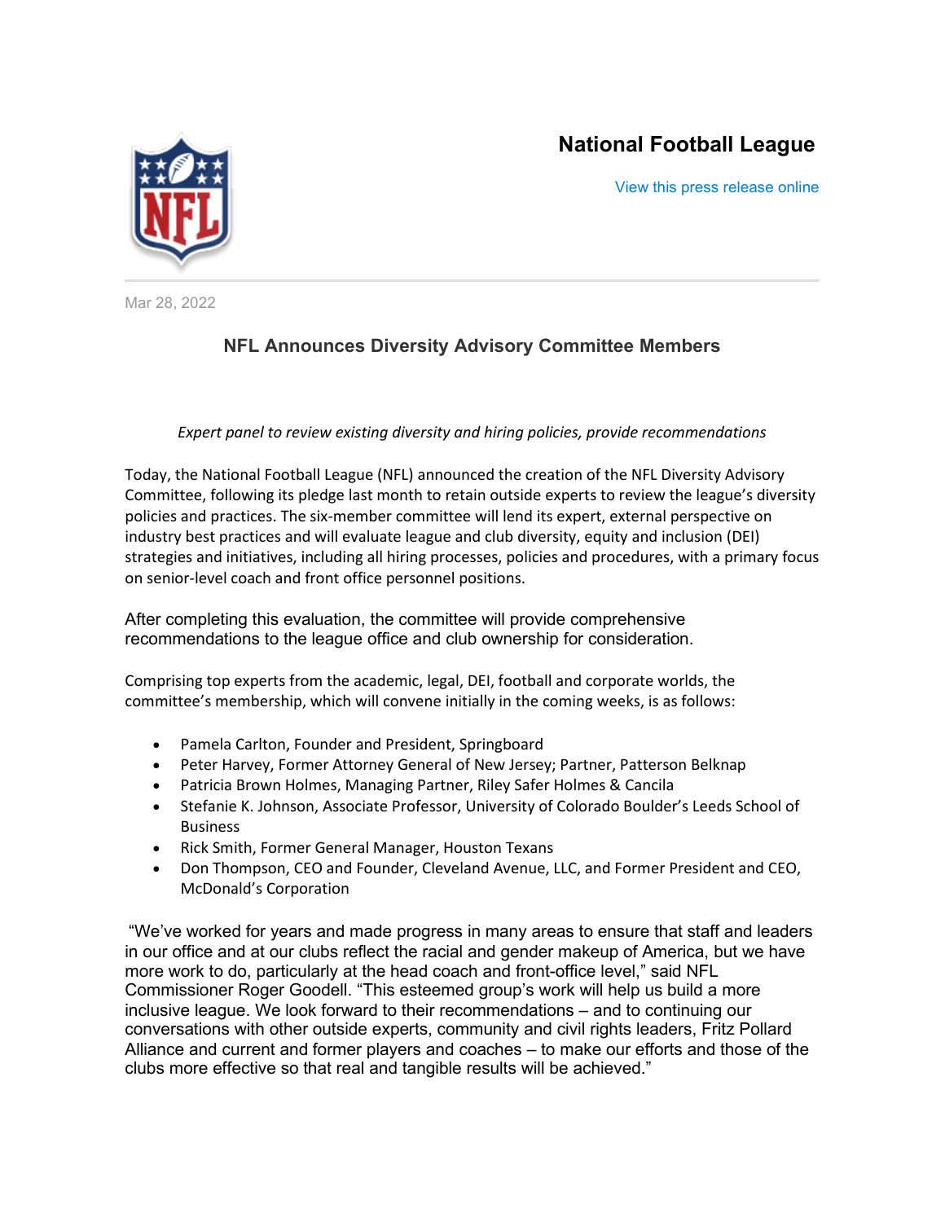**National Football League**

View this press release online

Mar 28, 2022

# NFL Announces Diversity Advisory Committee Members

*Expert panel to review existing diversity and hiring policies, provide recommendations*

Today, the National Football League (NFL) announced the creation of the NFL Diversity Advisory Committee, following its pledge last month to retain outside experts to review the league's diversity policies and practices. The six-member committee will lend its expert, external perspective on industry best practices and will evaluate league and club diversity, equity and inclusion (DEI) strategies and initiatives, including all hiring processes, policies and procedures, with a primary focus on senior-level coach and front office personnel positions.

After completing this evaluation, the committee will provide comprehensive recommendations to the league office and club ownership for consideration.

Comprising top experts from the academic, legal, DEI, football and corporate worlds, the committee's membership, which will convene initially in the coming weeks, is as follows:

- Pamela Carlton, Founder and President, Springboard
- Peter Harvey, Former Attorney General of New Jersey; Partner, Patterson Belknap
- Patricia Brown Holmes, Managing Partner, Riley Safer Holmes & Cancila
- Stefanie K. Johnson, Associate Professor, University of Colorado Boulder's Leeds School of Business
- Rick Smith, Former General Manager, Houston Texans
- Don Thompson, CEO and Founder, Cleveland Avenue, LLC, and Former President and CEO, McDonald's Corporation

"We've worked for years and made progress in many areas to ensure that staff and leaders in our office and at our clubs reflect the racial and gender makeup of America, but we have more work to do, particularly at the head coach and front-office level," said NFL Commissioner Roger Goodell. "This esteemed group's work will help us build a more inclusive league. We look forward to their recommendations – and to continuing our conversations with other outside experts, community and civil rights leaders, Fritz Pollard Alliance and current and former players and coaches – to make our efforts and those of the clubs more effective so that real and tangible results will be achieved."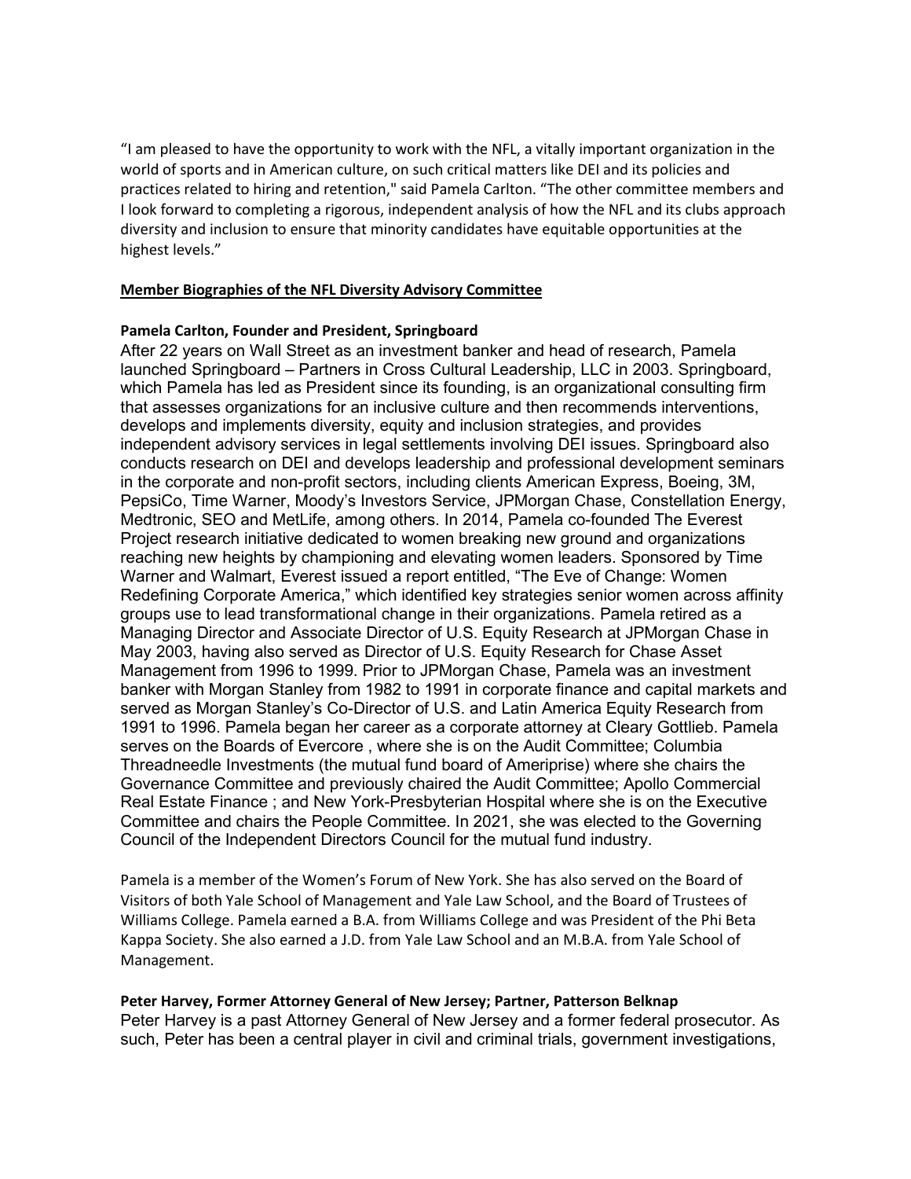"I am pleased to have the opportunity to work with the NFL, a vitally important organization in the world of sports and in American culture, on such critical matters like DEI and its policies and practices related to hiring and retention," said Pamela Carlton. "The other committee members and I look forward to completing a rigorous, independent analysis of how the NFL and its clubs approach diversity and inclusion to ensure that minority candidates have equitable opportunities at the highest levels."

**Member Biographies of the NFL Diversity Advisory Committee**

**Pamela Carlton, Founder and President, Springboard**

After 22 years on Wall Street as an investment banker and head of research, Pamela launched Springboard – Partners in Cross Cultural Leadership, LLC in 2003. Springboard, which Pamela has led as President since its founding, is an organizational consulting firm that assesses organizations for an inclusive culture and then recommends interventions, develops and implements diversity, equity and inclusion strategies, and provides independent advisory services in legal settlements involving DEI issues. Springboard also conducts research on DEI and develops leadership and professional development seminars in the corporate and non-profit sectors, including clients American Express, Boeing, 3M, PepsiCo, Time Warner, Moody's Investors Service, JPMorgan Chase, Constellation Energy, Medtronic, SEO and MetLife, among others. In 2014, Pamela co-founded The Everest Project research initiative dedicated to women breaking new ground and organizations reaching new heights by championing and elevating women leaders. Sponsored by Time Warner and Walmart, Everest issued a report entitled, "The Eve of Change: Women Redefining Corporate America," which identified key strategies senior women across affinity groups use to lead transformational change in their organizations. Pamela retired as a Managing Director and Associate Director of U.S. Equity Research at JPMorgan Chase in May 2003, having also served as Director of U.S. Equity Research for Chase Asset Management from 1996 to 1999. Prior to JPMorgan Chase, Pamela was an investment banker with Morgan Stanley from 1982 to 1991 in corporate finance and capital markets and served as Morgan Stanley's Co-Director of U.S. and Latin America Equity Research from 1991 to 1996. Pamela began her career as a corporate attorney at Cleary Gottlieb. Pamela serves on the Boards of Evercore , where she is on the Audit Committee; Columbia Threadneedle Investments (the mutual fund board of Ameriprise) where she chairs the Governance Committee and previously chaired the Audit Committee; Apollo Commercial Real Estate Finance ; and New York-Presbyterian Hospital where she is on the Executive Committee and chairs the People Committee. In 2021, she was elected to the Governing Council of the Independent Directors Council for the mutual fund industry.

Pamela is a member of the Women's Forum of New York. She has also served on the Board of Visitors of both Yale School of Management and Yale Law School, and the Board of Trustees of Williams College. Pamela earned a B.A. from Williams College and was President of the Phi Beta Kappa Society. She also earned a J.D. from Yale Law School and an M.B.A. from Yale School of Management.

**Peter Harvey, Former Attorney General of New Jersey; Partner, Patterson Belknap**

Peter Harvey is a past Attorney General of New Jersey and a former federal prosecutor. As such, Peter has been a central player in civil and criminal trials, government investigations,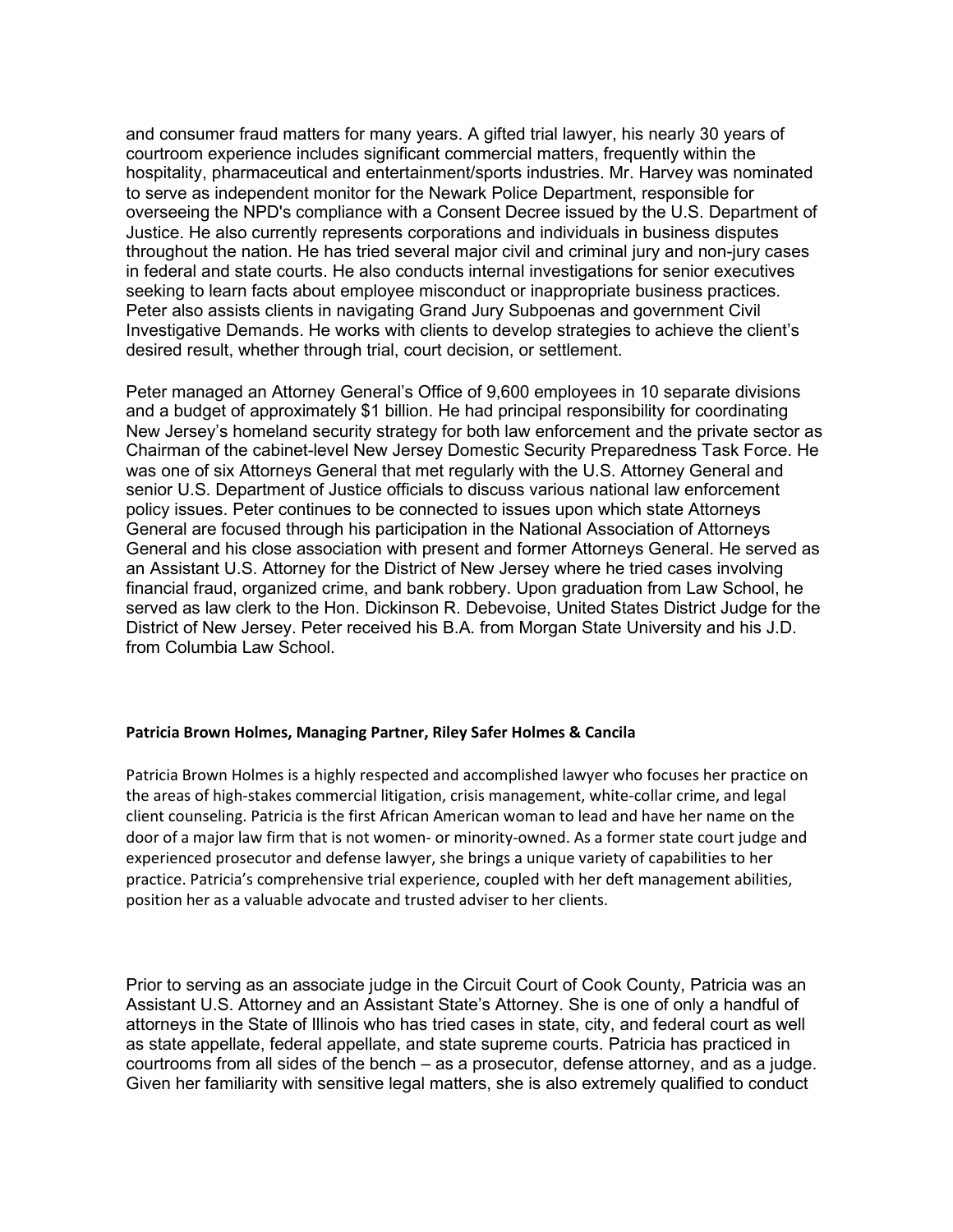and consumer fraud matters for many years. A gifted trial lawyer, his nearly 30 years of courtroom experience includes significant commercial matters, frequently within the hospitality, pharmaceutical and entertainment/sports industries. Mr. Harvey was nominated to serve as independent monitor for the Newark Police Department, responsible for overseeing the NPD's compliance with a Consent Decree issued by the U.S. Department of Justice. He also currently represents corporations and individuals in business disputes throughout the nation. He has tried several major civil and criminal jury and non-jury cases in federal and state courts. He also conducts internal investigations for senior executives seeking to learn facts about employee misconduct or inappropriate business practices. Peter also assists clients in navigating Grand Jury Subpoenas and government Civil Investigative Demands. He works with clients to develop strategies to achieve the client's desired result, whether through trial, court decision, or settlement.

Peter managed an Attorney General's Office of 9,600 employees in 10 separate divisions and a budget of approximately $1 billion. He had principal responsibility for coordinating New Jersey's homeland security strategy for both law enforcement and the private sector as Chairman of the cabinet-level New Jersey Domestic Security Preparedness Task Force. He was one of six Attorneys General that met regularly with the U.S. Attorney General and senior U.S. Department of Justice officials to discuss various national law enforcement policy issues. Peter continues to be connected to issues upon which state Attorneys General are focused through his participation in the National Association of Attorneys General and his close association with present and former Attorneys General. He served as an Assistant U.S. Attorney for the District of New Jersey where he tried cases involving financial fraud, organized crime, and bank robbery. Upon graduation from Law School, he served as law clerk to the Hon. Dickinson R. Debevoise, United States District Judge for the District of New Jersey. Peter received his B.A. from Morgan State University and his J.D. from Columbia Law School.

**Patricia Brown Holmes, Managing Partner, Riley Safer Holmes & Cancila**

Patricia Brown Holmes is a highly respected and accomplished lawyer who focuses her practice on the areas of high-stakes commercial litigation, crisis management, white-collar crime, and legal client counseling. Patricia is the first African American woman to lead and have her name on the door of a major law firm that is not women- or minority-owned. As a former state court judge and experienced prosecutor and defense lawyer, she brings a unique variety of capabilities to her practice. Patricia's comprehensive trial experience, coupled with her deft management abilities, position her as a valuable advocate and trusted adviser to her clients.

Prior to serving as an associate judge in the Circuit Court of Cook County, Patricia was an Assistant U.S. Attorney and an Assistant State's Attorney. She is one of only a handful of attorneys in the State of Illinois who has tried cases in state, city, and federal court as well as state appellate, federal appellate, and state supreme courts. Patricia has practiced in courtrooms from all sides of the bench – as a prosecutor, defense attorney, and as a judge. Given her familiarity with sensitive legal matters, she is also extremely qualified to conduct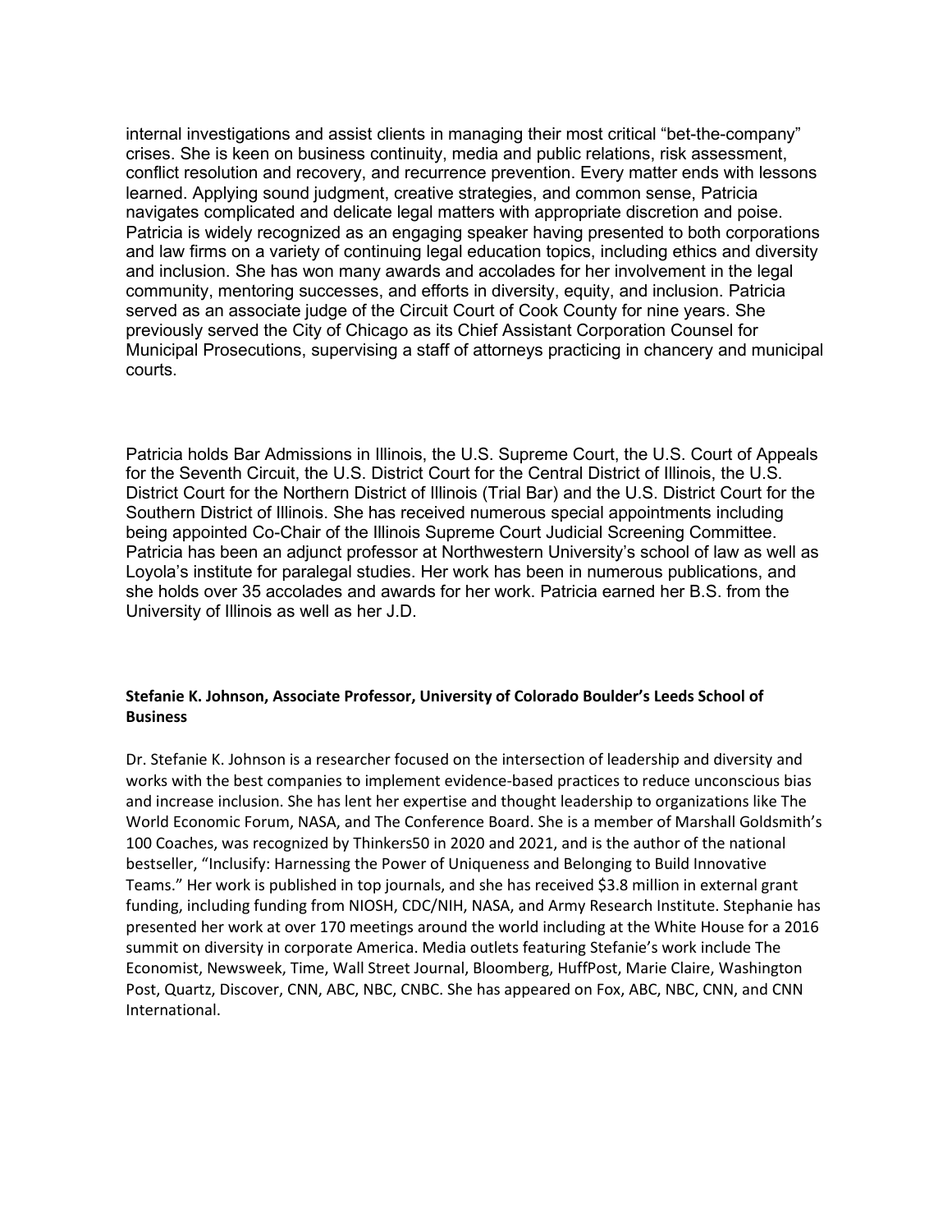internal investigations and assist clients in managing their most critical "bet-the-company" crises. She is keen on business continuity, media and public relations, risk assessment, conflict resolution and recovery, and recurrence prevention. Every matter ends with lessons learned. Applying sound judgment, creative strategies, and common sense, Patricia navigates complicated and delicate legal matters with appropriate discretion and poise. Patricia is widely recognized as an engaging speaker having presented to both corporations and law firms on a variety of continuing legal education topics, including ethics and diversity and inclusion. She has won many awards and accolades for her involvement in the legal community, mentoring successes, and efforts in diversity, equity, and inclusion. Patricia served as an associate judge of the Circuit Court of Cook County for nine years. She previously served the City of Chicago as its Chief Assistant Corporation Counsel for Municipal Prosecutions, supervising a staff of attorneys practicing in chancery and municipal courts.

Patricia holds Bar Admissions in Illinois, the U.S. Supreme Court, the U.S. Court of Appeals for the Seventh Circuit, the U.S. District Court for the Central District of Illinois, the U.S. District Court for the Northern District of Illinois (Trial Bar) and the U.S. District Court for the Southern District of Illinois. She has received numerous special appointments including being appointed Co-Chair of the Illinois Supreme Court Judicial Screening Committee. Patricia has been an adjunct professor at Northwestern University's school of law as well as Loyola's institute for paralegal studies. Her work has been in numerous publications, and she holds over 35 accolades and awards for her work. Patricia earned her B.S. from the University of Illinois as well as her J.D.

**Stefanie K. Johnson, Associate Professor, University of Colorado Boulder's Leeds School of Business**

Dr. Stefanie K. Johnson is a researcher focused on the intersection of leadership and diversity and works with the best companies to implement evidence-based practices to reduce unconscious bias and increase inclusion. She has lent her expertise and thought leadership to organizations like The World Economic Forum, NASA, and The Conference Board. She is a member of Marshall Goldsmith's 100 Coaches, was recognized by Thinkers50 in 2020 and 2021, and is the author of the national bestseller, "Inclusify: Harnessing the Power of Uniqueness and Belonging to Build Innovative Teams." Her work is published in top journals, and she has received $3.8 million in external grant funding, including funding from NIOSH, CDC/NIH, NASA, and Army Research Institute. Stephanie has presented her work at over 170 meetings around the world including at the White House for a 2016 summit on diversity in corporate America. Media outlets featuring Stefanie's work include The Economist, Newsweek, Time, Wall Street Journal, Bloomberg, HuffPost, Marie Claire, Washington Post, Quartz, Discover, CNN, ABC, NBC, CNBC. She has appeared on Fox, ABC, NBC, CNN, and CNN International.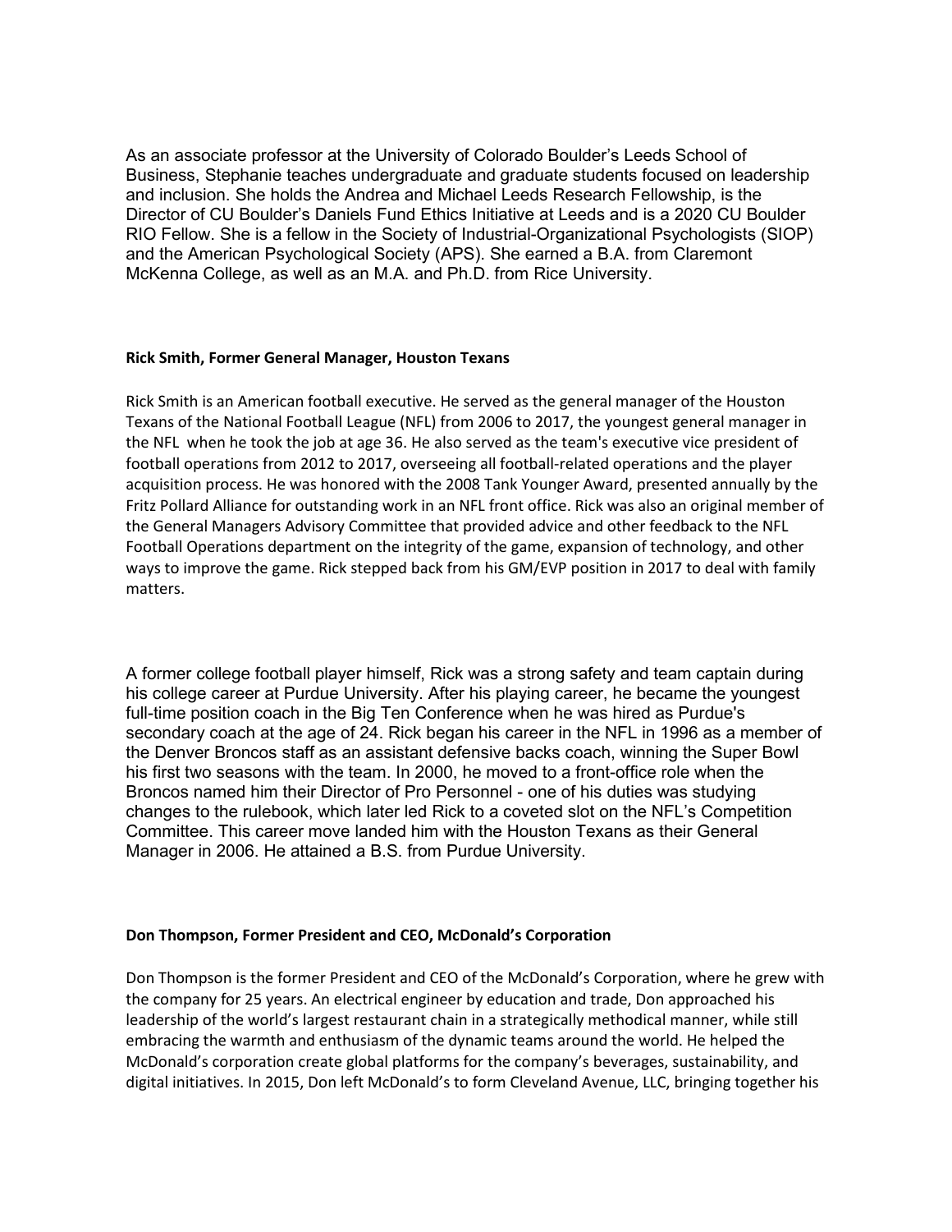As an associate professor at the University of Colorado Boulder's Leeds School of Business, Stephanie teaches undergraduate and graduate students focused on leadership and inclusion. She holds the Andrea and Michael Leeds Research Fellowship, is the Director of CU Boulder's Daniels Fund Ethics Initiative at Leeds and is a 2020 CU Boulder RIO Fellow. She is a fellow in the Society of Industrial-Organizational Psychologists (SIOP) and the American Psychological Society (APS). She earned a B.A. from Claremont McKenna College, as well as an M.A. and Ph.D. from Rice University.

**Rick Smith, Former General Manager, Houston Texans**

Rick Smith is an American football executive. He served as the general manager of the Houston Texans of the National Football League (NFL) from 2006 to 2017, the youngest general manager in the NFL when he took the job at age 36. He also served as the team's executive vice president of football operations from 2012 to 2017, overseeing all football-related operations and the player acquisition process. He was honored with the 2008 Tank Younger Award, presented annually by the Fritz Pollard Alliance for outstanding work in an NFL front office. Rick was also an original member of the General Managers Advisory Committee that provided advice and other feedback to the NFL Football Operations department on the integrity of the game, expansion of technology, and other ways to improve the game. Rick stepped back from his GM/EVP position in 2017 to deal with family matters.

A former college football player himself, Rick was a strong safety and team captain during his college career at Purdue University. After his playing career, he became the youngest full-time position coach in the Big Ten Conference when he was hired as Purdue's secondary coach at the age of 24. Rick began his career in the NFL in 1996 as a member of the Denver Broncos staff as an assistant defensive backs coach, winning the Super Bowl his first two seasons with the team. In 2000, he moved to a front-office role when the Broncos named him their Director of Pro Personnel - one of his duties was studying changes to the rulebook, which later led Rick to a coveted slot on the NFL's Competition Committee. This career move landed him with the Houston Texans as their General Manager in 2006. He attained a B.S. from Purdue University.

**Don Thompson, Former President and CEO, McDonald's Corporation**

Don Thompson is the former President and CEO of the McDonald's Corporation, where he grew with the company for 25 years. An electrical engineer by education and trade, Don approached his leadership of the world's largest restaurant chain in a strategically methodical manner, while still embracing the warmth and enthusiasm of the dynamic teams around the world. He helped the McDonald's corporation create global platforms for the company's beverages, sustainability, and digital initiatives. In 2015, Don left McDonald's to form Cleveland Avenue, LLC, bringing together his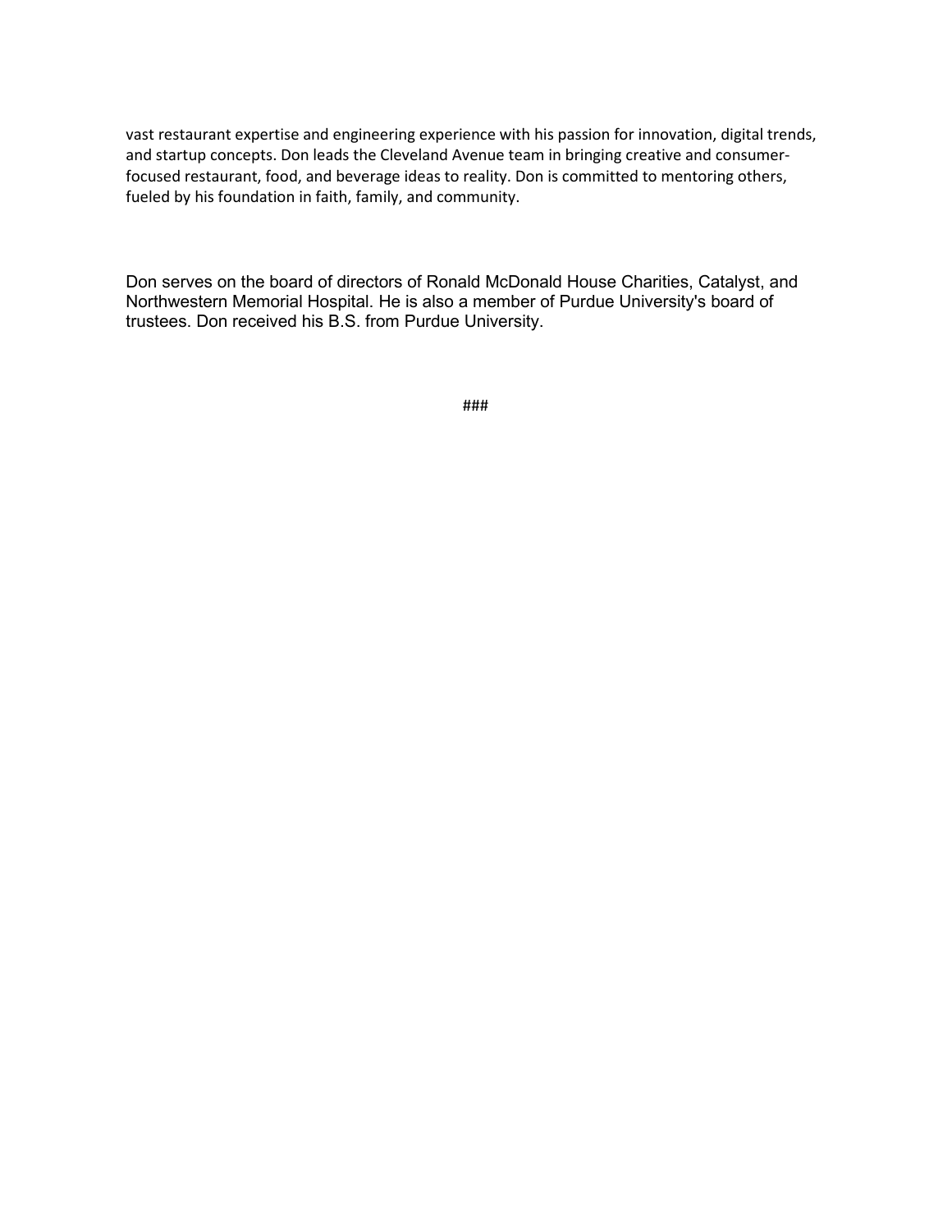vast restaurant expertise and engineering experience with his passion for innovation, digital trends, and startup concepts. Don leads the Cleveland Avenue team in bringing creative and consumer-focused restaurant, food, and beverage ideas to reality. Don is committed to mentoring others, fueled by his foundation in faith, family, and community.

Don serves on the board of directors of Ronald McDonald House Charities, Catalyst, and Northwestern Memorial Hospital. He is also a member of Purdue University's board of trustees. Don received his B.S. from Purdue University.

###